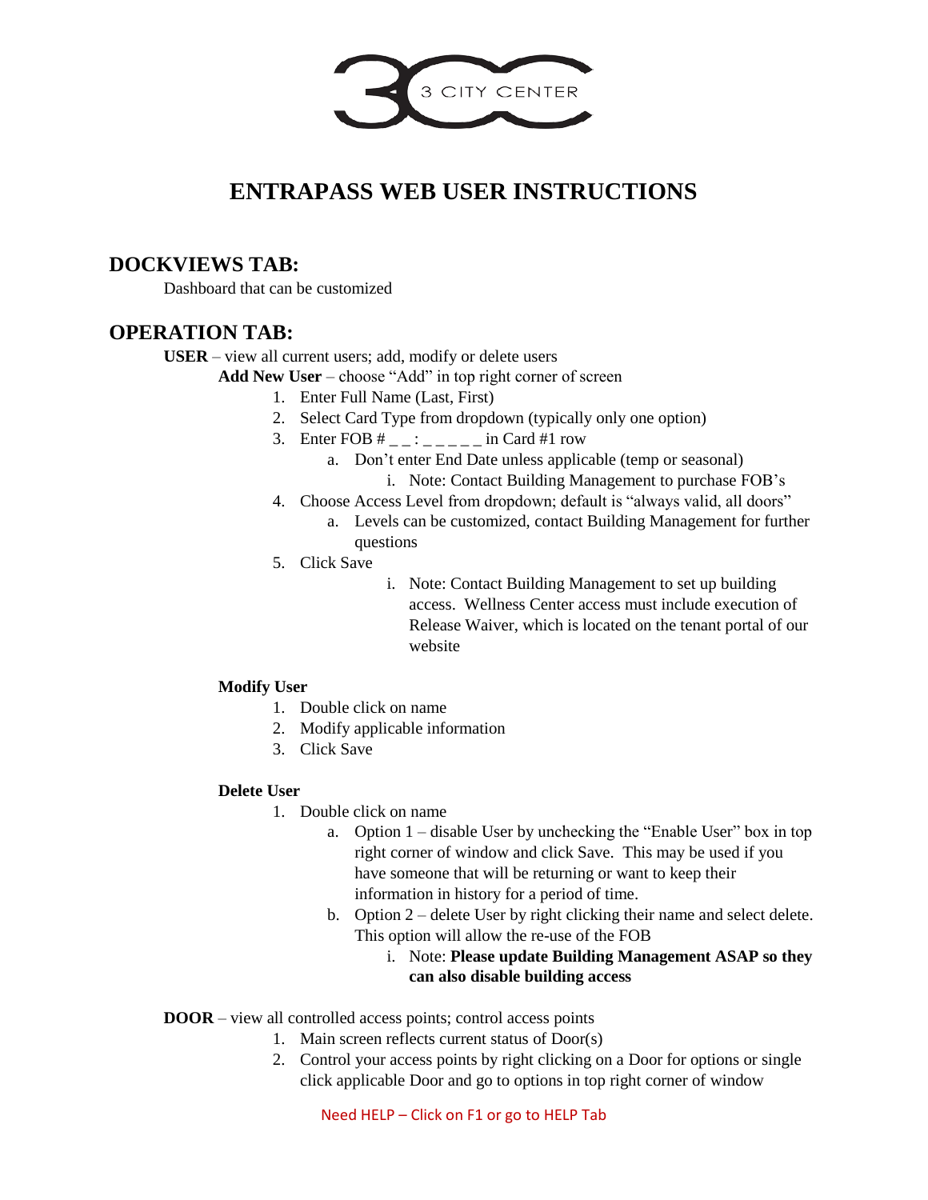3 CITY CENTER

# ENTRAPASS WEB USER INSTRUCTIONS

## DOCKVIEWS TAB:

Dashboard that can be customized

## OPERATION TAB:

**USER** – view all current users; add, modify or delete users

**Add New User** – choose "Add" in top right corner of screen

1. Enter Full Name (Last, First)
2. Select Card Type from dropdown (typically only one option)
3. Enter FOB # _ _ : _ _ _ _ _ in Card #1 row
   a. Don't enter End Date unless applicable (temp or seasonal)
      i. Note: Contact Building Management to purchase FOB's
4. Choose Access Level from dropdown; default is "always valid, all doors"
   a. Levels can be customized, contact Building Management for further questions
5. Click Save
      i. Note: Contact Building Management to set up building access. Wellness Center access must include execution of Release Waiver, which is located on the tenant portal of our website

**Modify User**

1. Double click on name
2. Modify applicable information
3. Click Save

**Delete User**

1. Double click on name
   a. Option 1 – disable User by unchecking the "Enable User" box in top right corner of window and click Save. This may be used if you have someone that will be returning or want to keep their information in history for a period of time.
   b. Option 2 – delete User by right clicking their name and select delete. This option will allow the re-use of the FOB
      i. Note: **Please update Building Management ASAP so they can also disable building access**

**DOOR** – view all controlled access points; control access points

1. Main screen reflects current status of Door(s)
2. Control your access points by right clicking on a Door for options or single click applicable Door and go to options in top right corner of window

Need HELP – Click on F1 or go to HELP Tab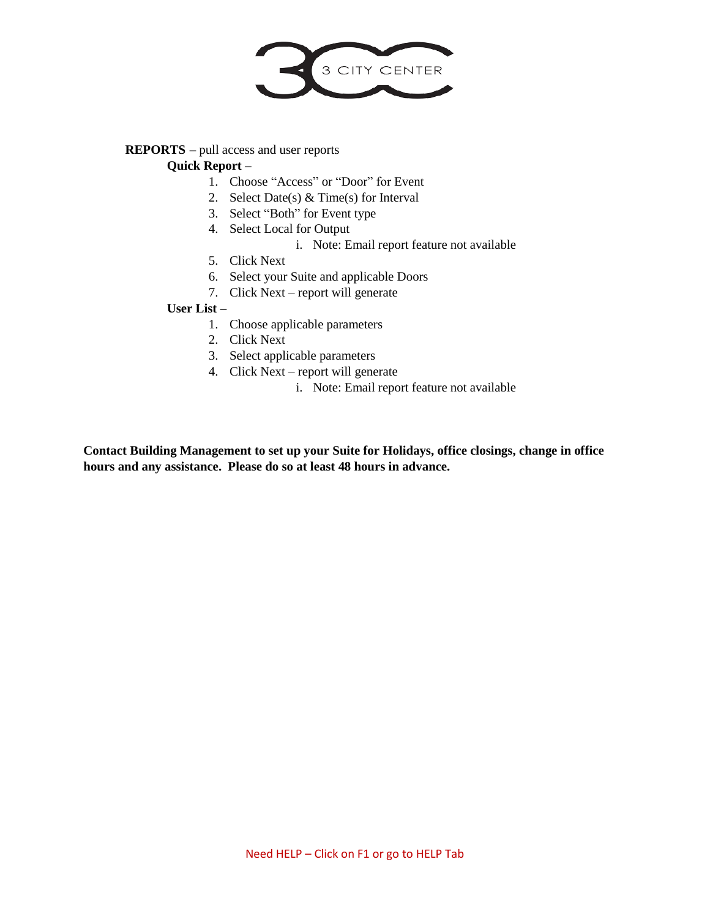**REPORTS** – pull access and user reports

**Quick Report** –

1. Choose "Access" or "Door" for Event
2. Select Date(s) & Time(s) for Interval
3. Select "Both" for Event type
4. Select Local for Output
    i. Note: Email report feature not available
5. Click Next
6. Select your Suite and applicable Doors
7. Click Next – report will generate

**User List** –

1. Choose applicable parameters
2. Click Next
3. Select applicable parameters
4. Click Next – report will generate
    i. Note: Email report feature not available

**Contact Building Management to set up your Suite for Holidays, office closings, change in office hours and any assistance. Please do so at least 48 hours in advance.**

Need HELP – Click on F1 or go to HELP Tab